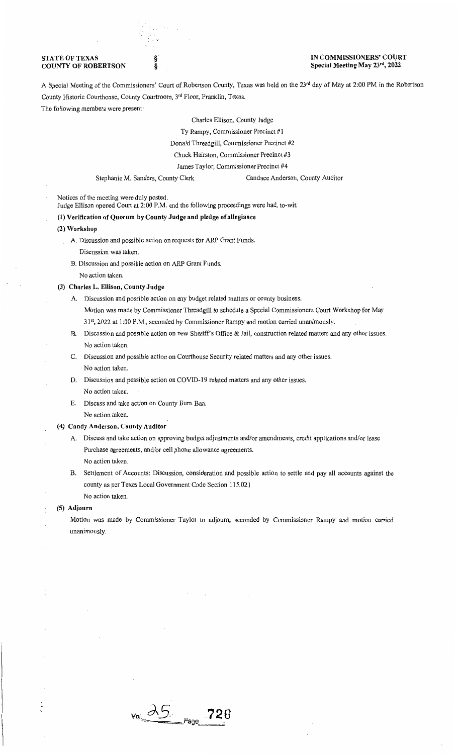**STATE OF TEXAS** §
**COUNTY OF ROBERTSON** §

**IN COMMISSIONERS' COURT**
**Special Meeting May 23rd, 2022**

A Special Meeting of the Commissioners' Court of Robertson County, Texas was held on the 23rd day of May at 2:00 PM in the Robertson County Historic Courthouse, County Courtroom, 3rd Floor, Franklin, Texas.

The following members were present:

Charles Ellison, County Judge
Ty Rampy, Commissioner Precinct #1
Donald Threadgill, Commissioner Precinct #2
Chuck Hairston, Commissioner Precinct #3
James Taylor, Commissioner Precinct #4
Stephanie M. Sanders, County Clerk    Candace Anderson, County Auditor

Notices of the meeting were duly posted.
Judge Ellison opened Court at 2:00 P.M. and the following proceedings were had, to-wit:

**(1) Verification of Quorum by County Judge and pledge of allegiance**

**(2) Workshop**

A. Discussion and possible action on requests for ARP Grant Funds.
Discussion was taken.

B. Discussion and possible action on ARP Grant Funds.
No action taken.

**(3) Charles L. Ellison, County Judge**

A. Discussion and possible action on any budget related matters or county business.
Motion was made by Commissioner Threadgill to schedule a Special Commissioners Court Workshop for May 31st, 2022 at 1:00 P.M., seconded by Commissioner Rampy and motion carried unanimously.

B. Discussion and possible action on new Sheriff's Office & Jail, construction related matters and any other issues.
No action taken.

C. Discussion and possible action on Courthouse Security related matters and any other issues.
No action taken.

D. Discussion and possible action on COVID-19 related matters and any other issues.
No action taken.

E. Discuss and take action on County Burn Ban.
No action taken.

**(4) Candy Anderson, County Auditor**

A. Discuss and take action on approving budget adjustments and/or amendments, credit applications and/or lease Purchase agreements, and/or cell phone allowance agreements.
No action taken.

B. Settlement of Accounts: Discussion, consideration and possible action to settle and pay all accounts against the county as per Texas Local Government Code Section 115.021
No action taken.

**(5) Adjourn**

Motion was made by Commissioner Taylor to adjourn, seconded by Commissioner Rampy and motion carried unanimously.

Vol 25 Page 726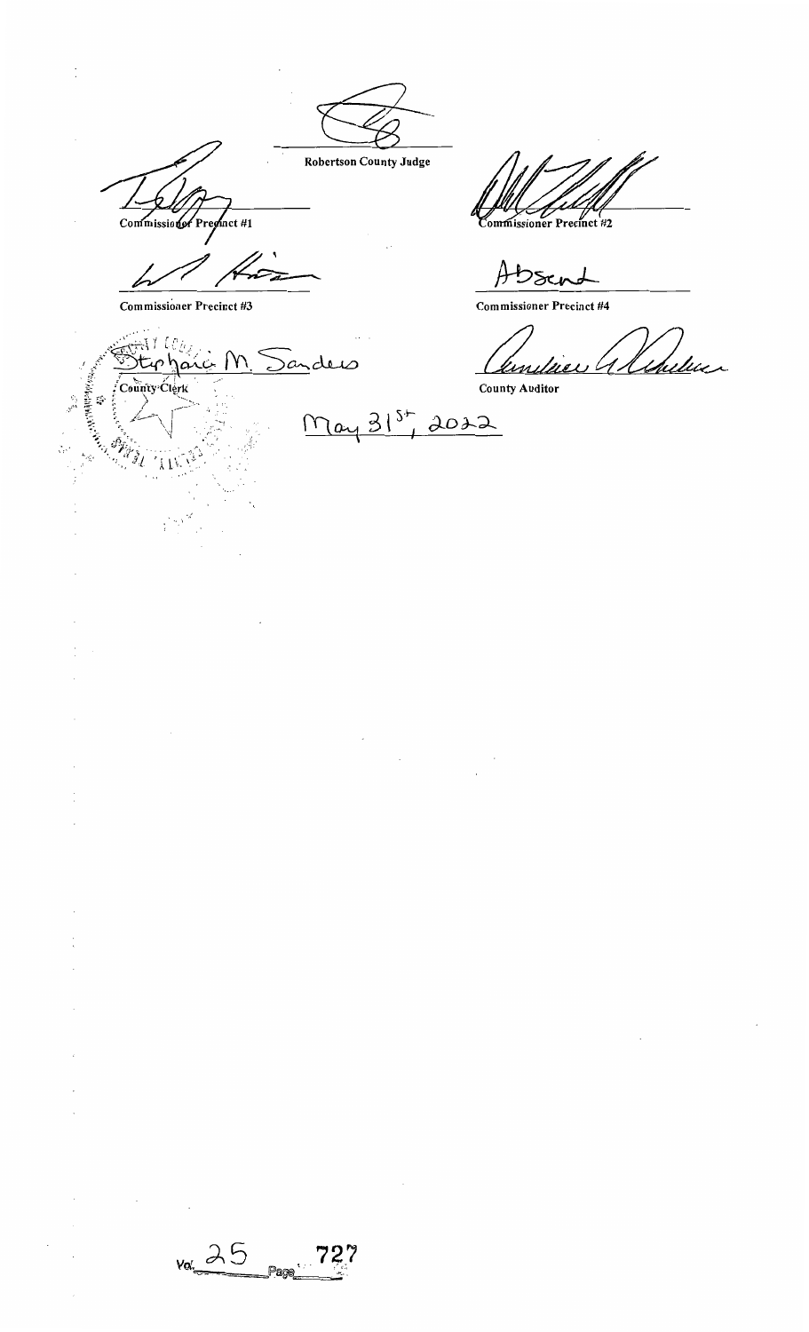Robertson County Judge

Commissioner Precinct #1

Commissioner Precinct #2

Commissioner Precinct #3

Absent

Commissioner Precinct #4

Stephanie M. Sanders

County Clerk

County Auditor

May 31st, 2022

Vol. 25 Page 727